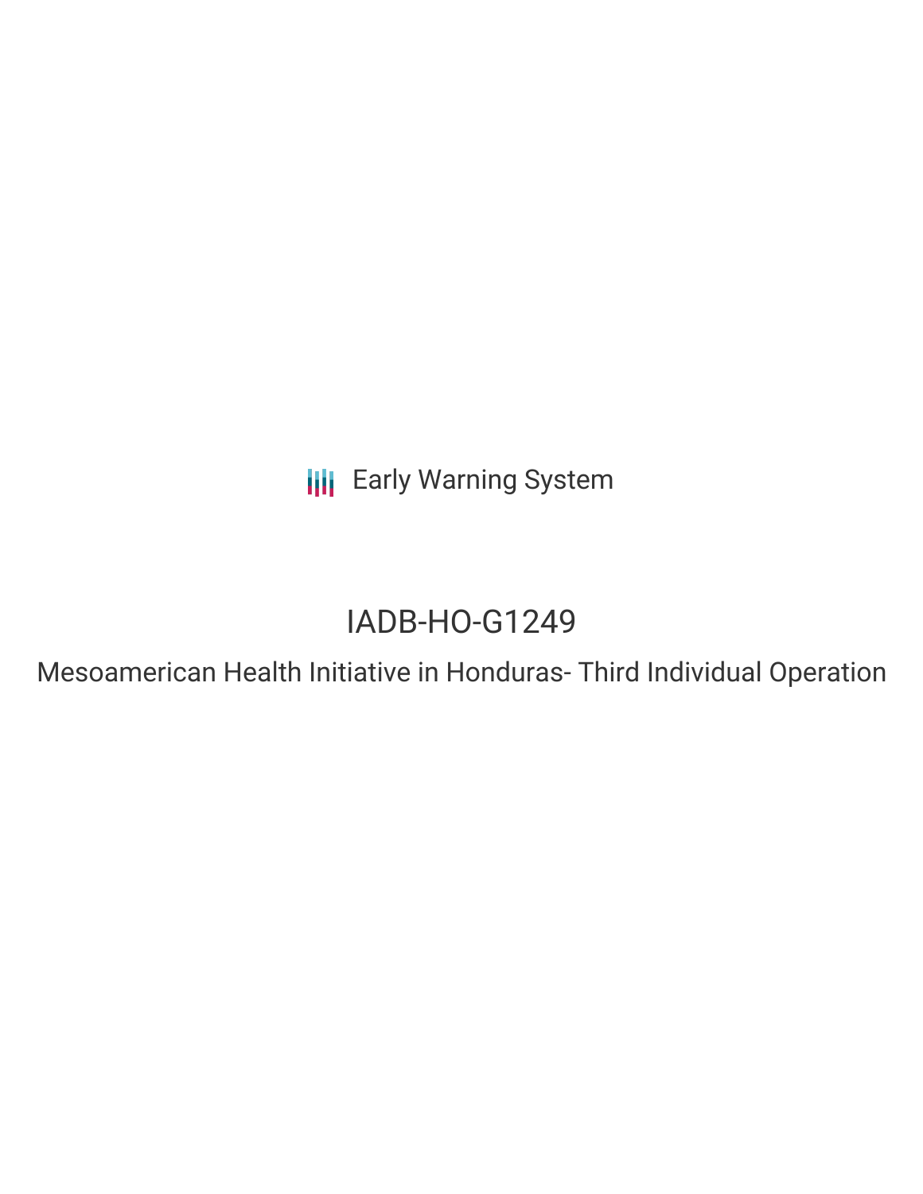Early Warning System

# IADB-HO-G1249

## Mesoamerican Health Initiative in Honduras- Third Individual Operation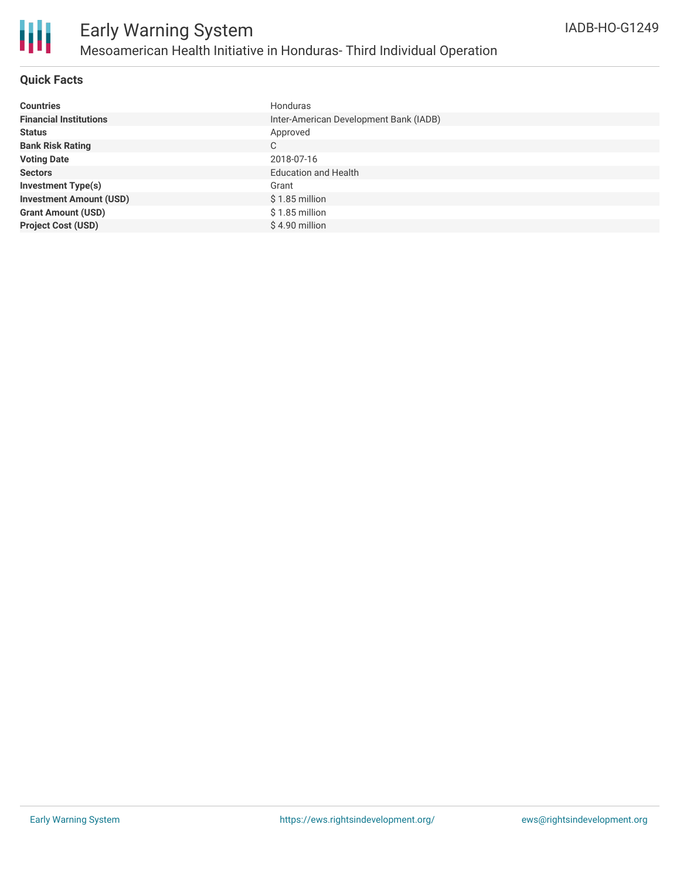# Early Warning System

## Mesoamerican Health Initiative in Honduras- Third Individual Operation

IADB-HO-G1249

### Quick Facts

| | |
|---|---|
| **Countries** | Honduras |
| **Financial Institutions** | Inter-American Development Bank (IADB) |
| **Status** | Approved |
| **Bank Risk Rating** | C |
| **Voting Date** | 2018-07-16 |
| **Sectors** | Education and Health |
| **Investment Type(s)** | Grant |
| **Investment Amount (USD)** | $ 1.85 million |
| **Grant Amount (USD)** | $ 1.85 million |
| **Project Cost (USD)** | $ 4.90 million |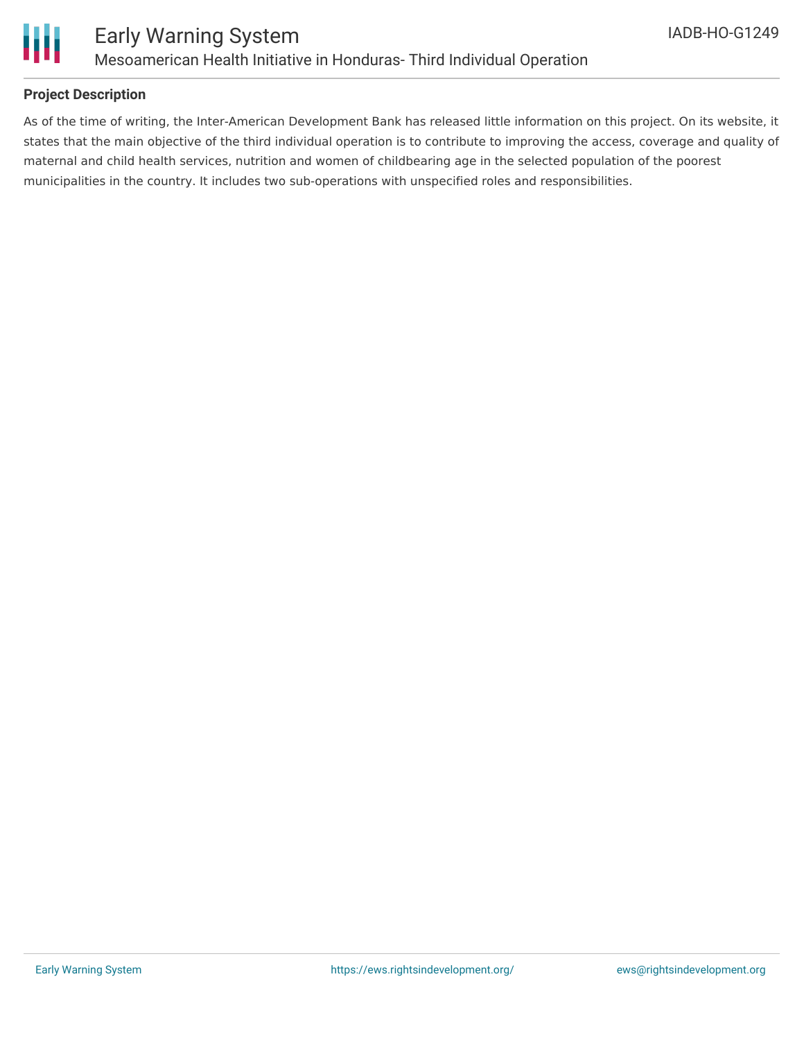## Project Description

As of the time of writing, the Inter-American Development Bank has released little information on this project. On its website, it states that the main objective of the third individual operation is to contribute to improving the access, coverage and quality of maternal and child health services, nutrition and women of childbearing age in the selected population of the poorest municipalities in the country. It includes two sub-operations with unspecified roles and responsibilities.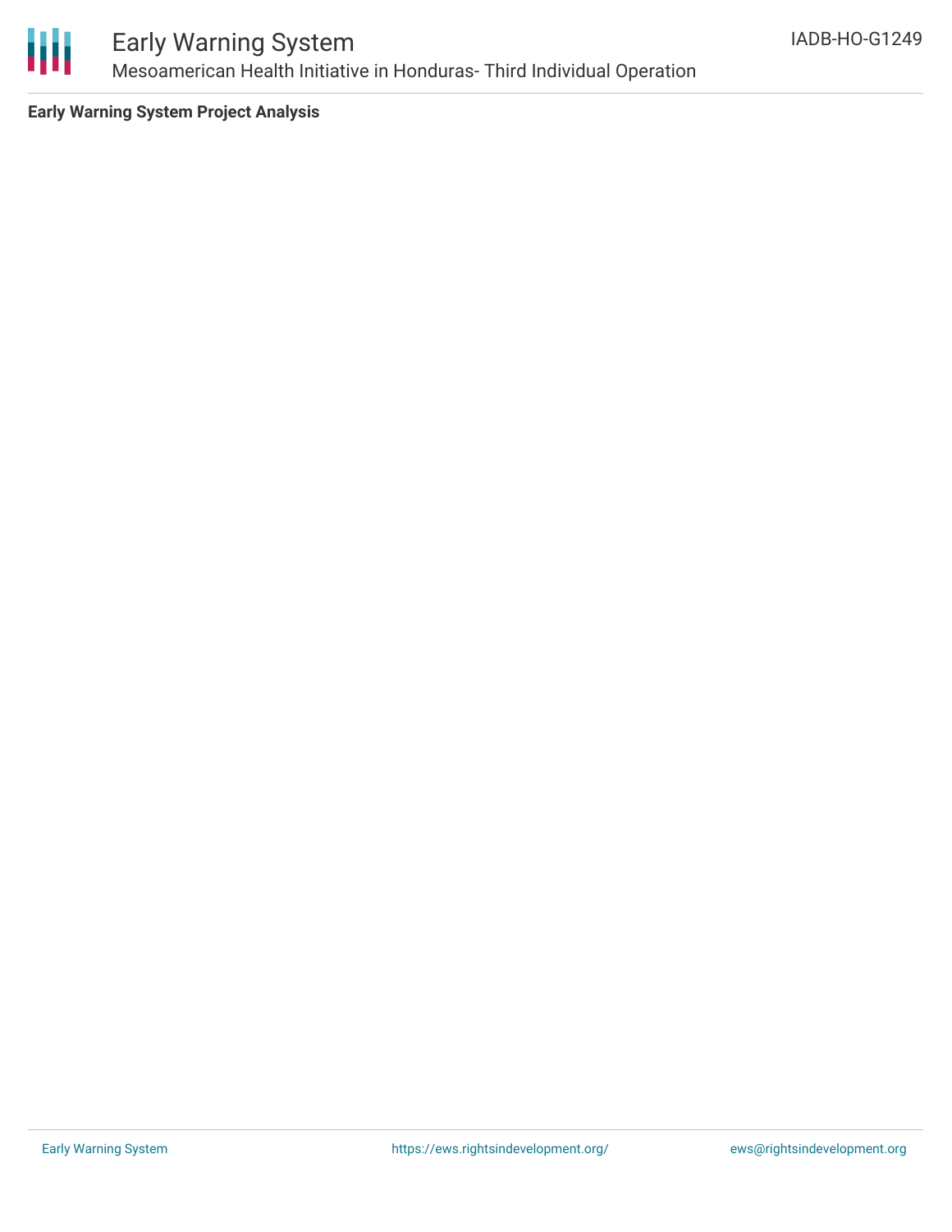**Early Warning System Project Analysis**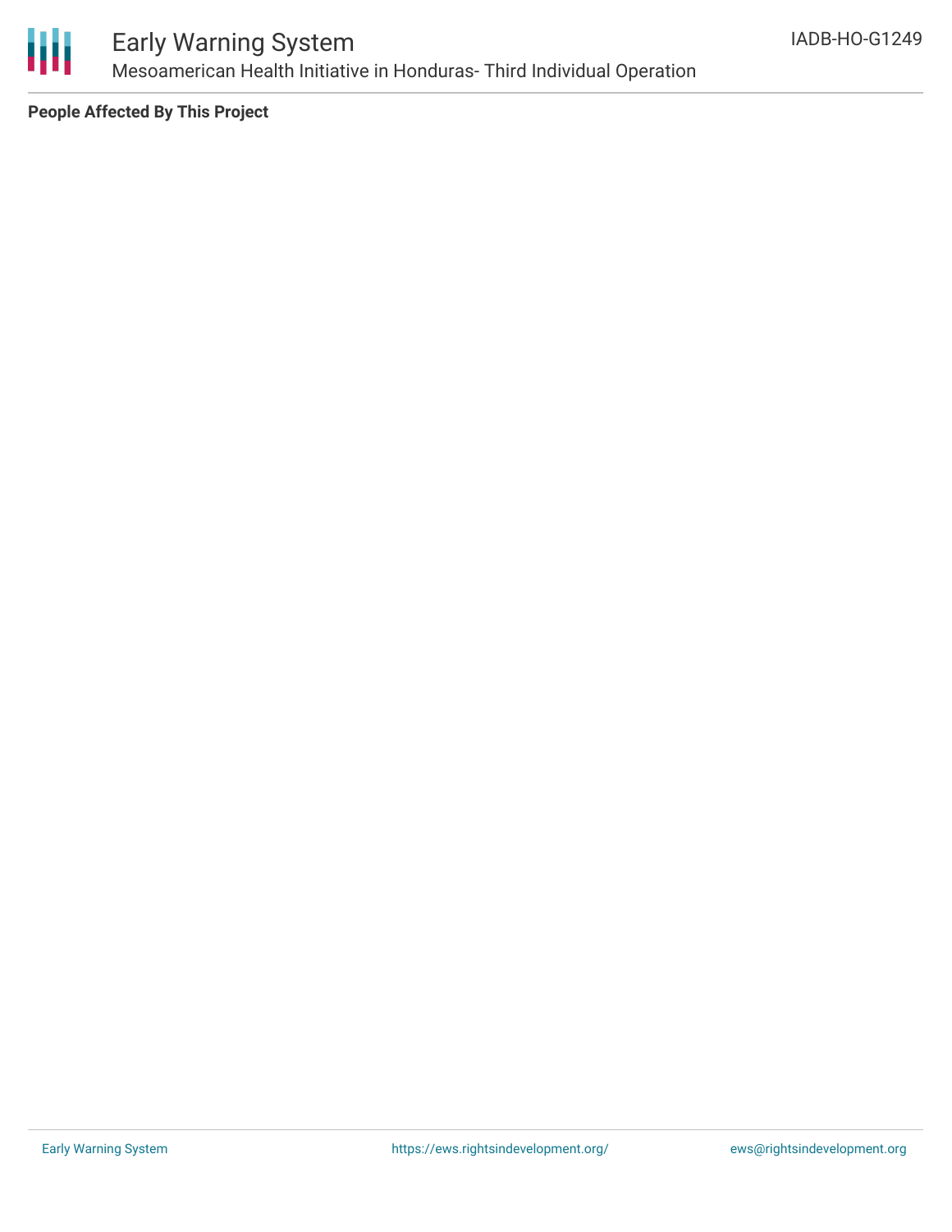**People Affected By This Project**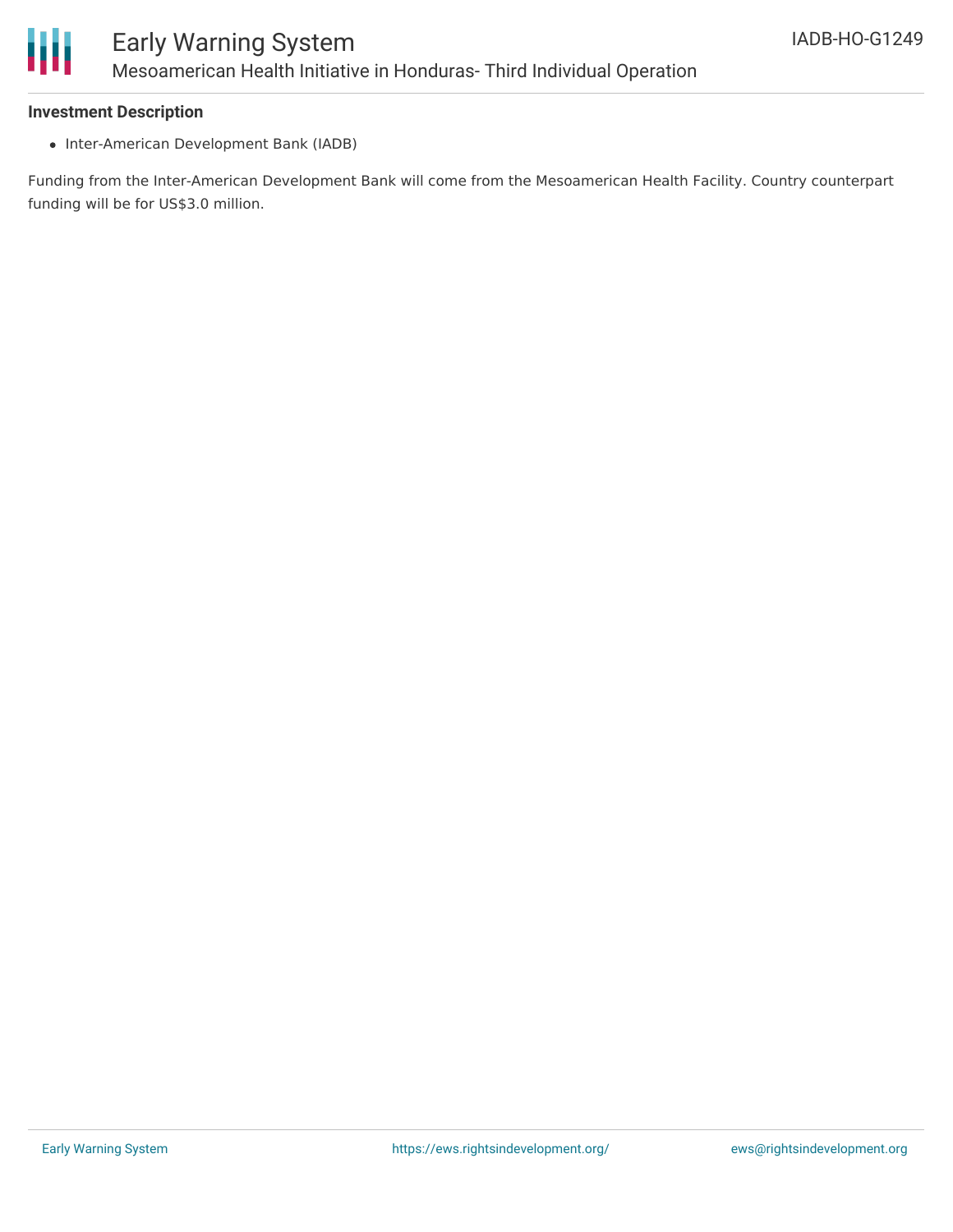**Investment Description**

- Inter-American Development Bank (IADB)

Funding from the Inter-American Development Bank will come from the Mesoamerican Health Facility. Country counterpart funding will be for US$3.0 million.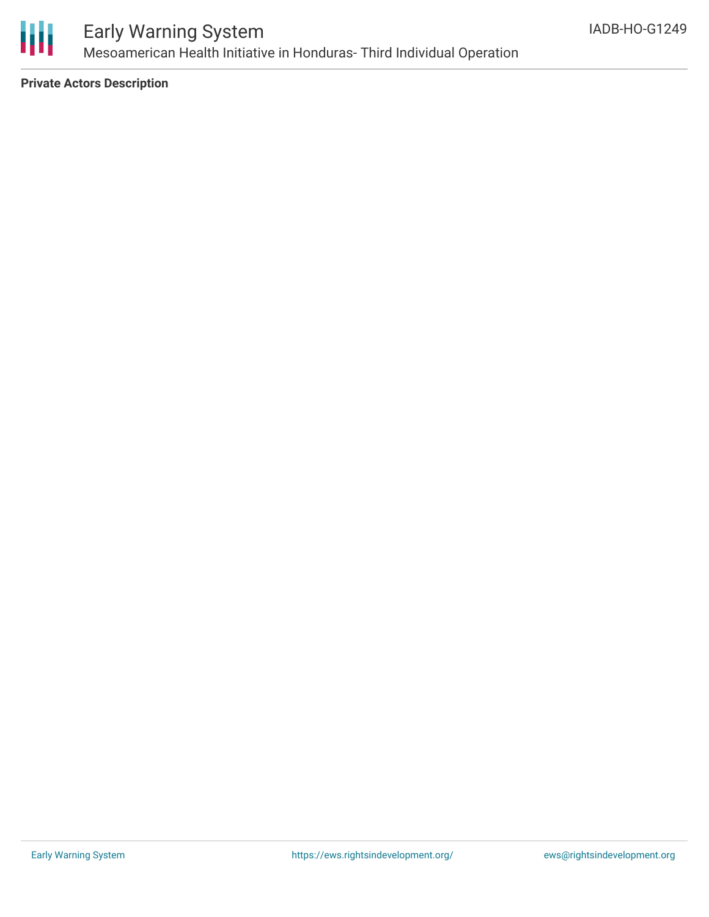**Private Actors Description**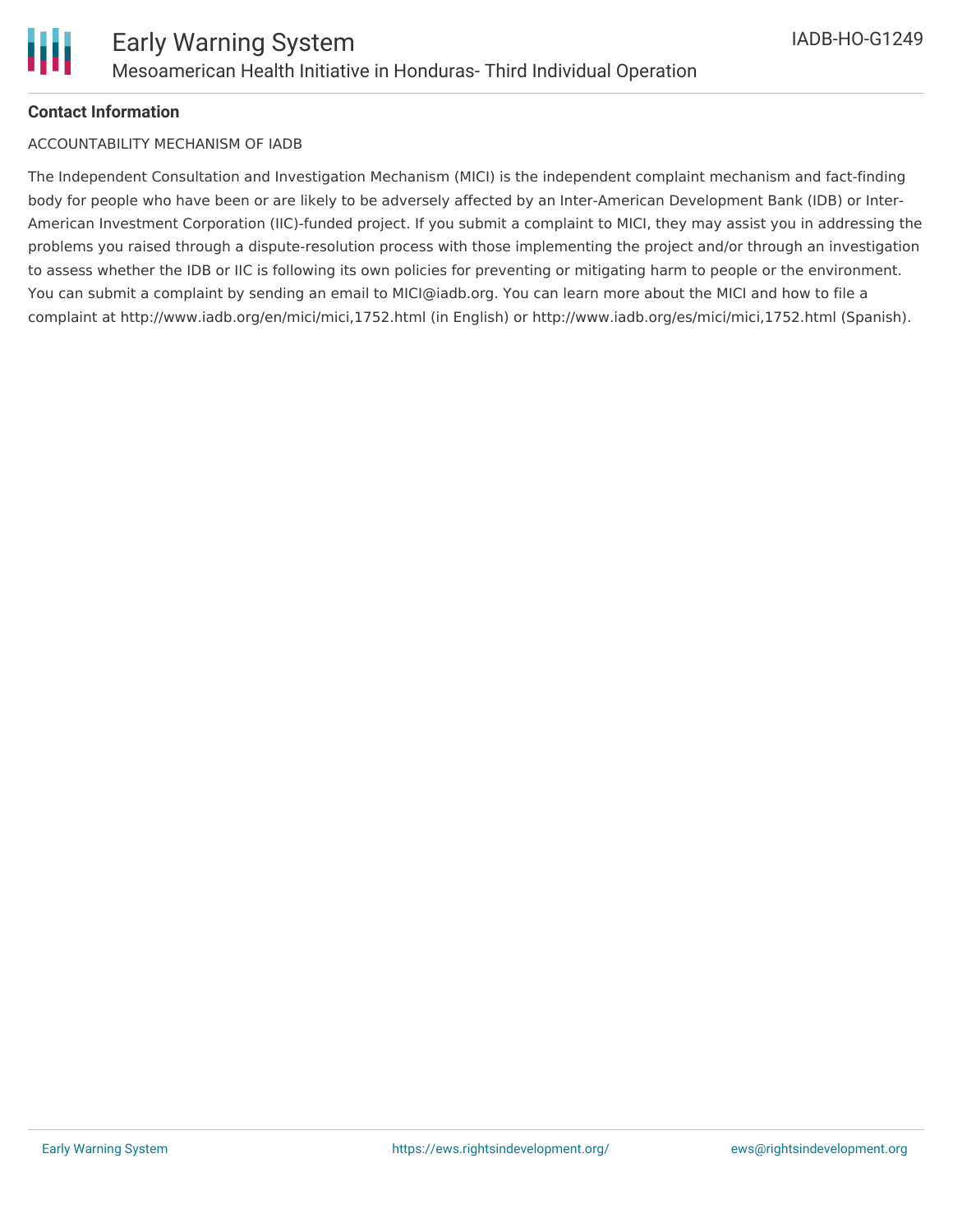**Contact Information**

ACCOUNTABILITY MECHANISM OF IADB

The Independent Consultation and Investigation Mechanism (MICI) is the independent complaint mechanism and fact-finding body for people who have been or are likely to be adversely affected by an Inter-American Development Bank (IDB) or Inter-American Investment Corporation (IIC)-funded project. If you submit a complaint to MICI, they may assist you in addressing the problems you raised through a dispute-resolution process with those implementing the project and/or through an investigation to assess whether the IDB or IIC is following its own policies for preventing or mitigating harm to people or the environment. You can submit a complaint by sending an email to MICI@iadb.org. You can learn more about the MICI and how to file a complaint at http://www.iadb.org/en/mici/mici,1752.html (in English) or http://www.iadb.org/es/mici/mici,1752.html (Spanish).